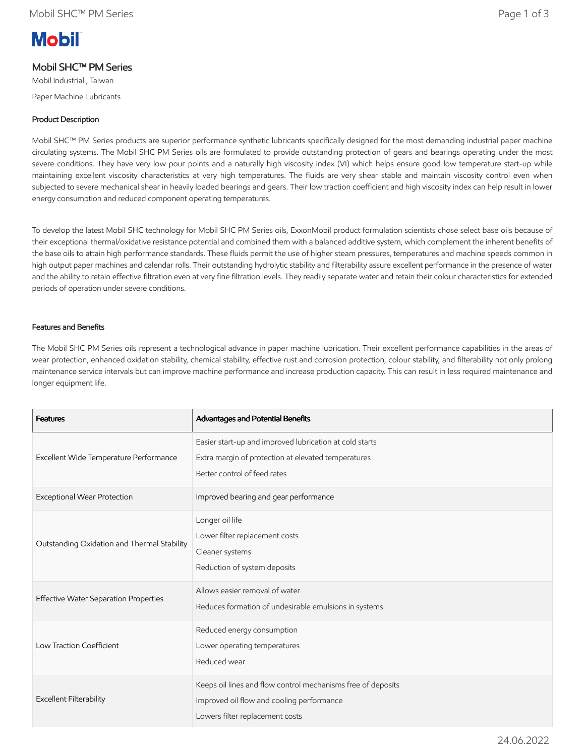# Mobil SHC™ PM Series

Mobil Industrial , Taiwan

Paper Machine Lubricants

## Product Description

Mobil SHC™ PM Series products are superior performance synthetic lubricants specifically designed for the most demanding industrial paper machine circulating systems. The Mobil SHC PM Series oils are formulated to provide outstanding protection of gears and bearings operating under the most severe conditions. They have very low pour points and a naturally high viscosity index (VI) which helps ensure good low temperature start-up while maintaining excellent viscosity characteristics at very high temperatures. The fluids are very shear stable and maintain viscosity control even when subjected to severe mechanical shear in heavily loaded bearings and gears. Their low traction coefficient and high viscosity index can help result in lower energy consumption and reduced component operating temperatures.

To develop the latest Mobil SHC technology for Mobil SHC PM Series oils, ExxonMobil product formulation scientists chose select base oils because of their exceptional thermal/oxidative resistance potential and combined them with a balanced additive system, which complement the inherent benefits of the base oils to attain high performance standards. These fluids permit the use of higher steam pressures, temperatures and machine speeds common in high output paper machines and calendar rolls. Their outstanding hydrolytic stability and filterability assure excellent performance in the presence of water and the ability to retain effective filtration even at very fine filtration levels. They readily separate water and retain their colour characteristics for extended periods of operation under severe conditions.

## Features and Benefits

The Mobil SHC PM Series oils represent a technological advance in paper machine lubrication. Their excellent performance capabilities in the areas of wear protection, enhanced oxidation stability, chemical stability, effective rust and corrosion protection, colour stability, and filterability not only prolong maintenance service intervals but can improve machine performance and increase production capacity. This can result in less required maintenance and longer equipment life.

| Features | Advantages and Potential Benefits |
| --- | --- |
| Excellent Wide Temperature Performance | Easier start-up and improved lubrication at cold starts<br>Extra margin of protection at elevated temperatures<br>Better control of feed rates |
| Exceptional Wear Protection | Improved bearing and gear performance |
| Outstanding Oxidation and Thermal Stability | Longer oil life<br>Lower filter replacement costs<br>Cleaner systems<br>Reduction of system deposits |
| Effective Water Separation Properties | Allows easier removal of water<br>Reduces formation of undesirable emulsions in systems |
| Low Traction Coefficient | Reduced energy consumption<br>Lower operating temperatures<br>Reduced wear |
| Excellent Filterability | Keeps oil lines and flow control mechanisms free of deposits<br>Improved oil flow and cooling performance<br>Lowers filter replacement costs |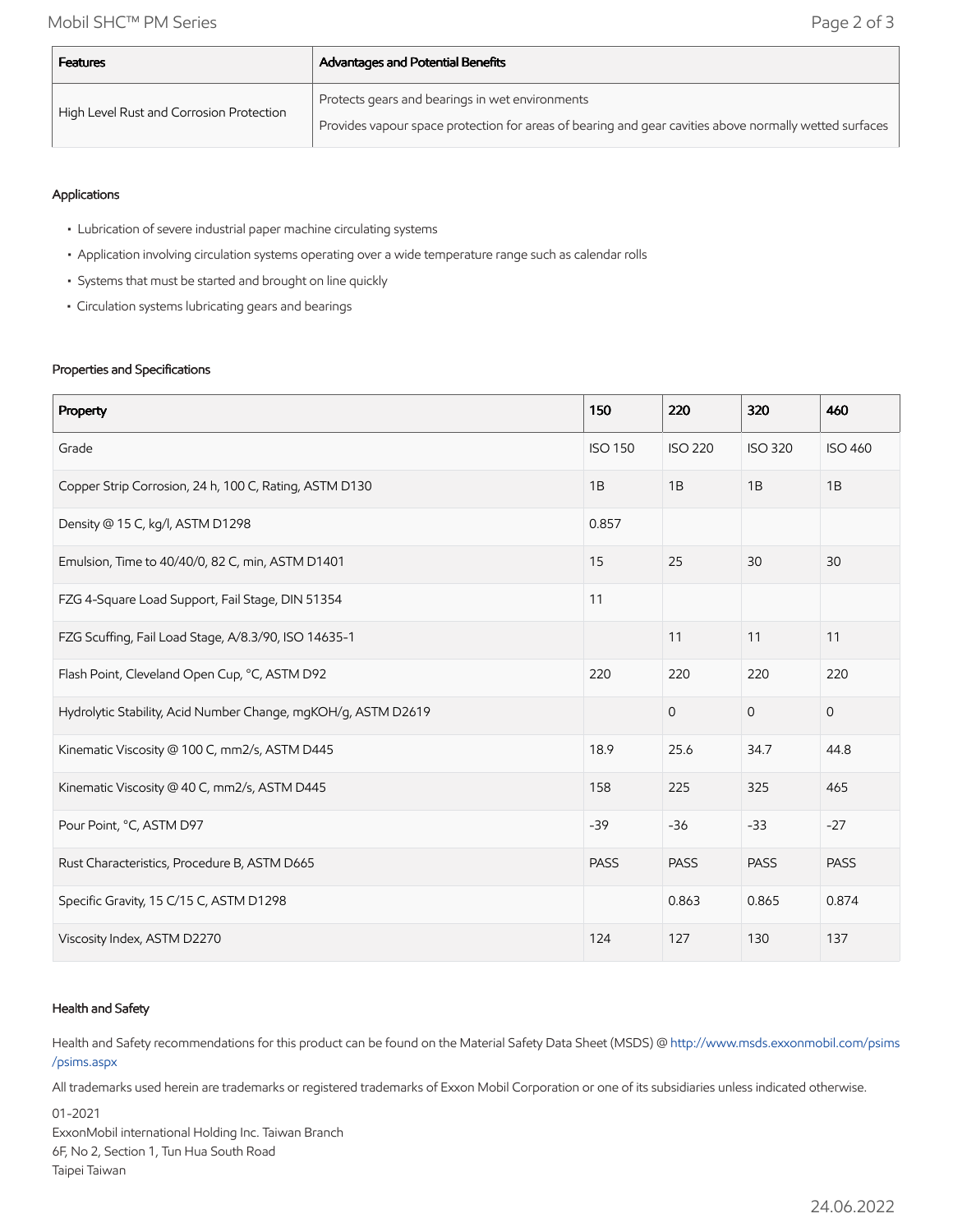| Features | Advantages and Potential Benefits |
| --- | --- |
| High Level Rust and Corrosion Protection | Protects gears and bearings in wet environments<br>Provides vapour space protection for areas of bearing and gear cavities above normally wetted surfaces |

### Applications

- Lubrication of severe industrial paper machine circulating systems
- Application involving circulation systems operating over a wide temperature range such as calendar rolls
- Systems that must be started and brought on line quickly
- Circulation systems lubricating gears and bearings

### Properties and Specifications

| Property | 150 | 220 | 320 | 460 |
| --- | --- | --- | --- | --- |
| Grade | ISO 150 | ISO 220 | ISO 320 | ISO 460 |
| Copper Strip Corrosion, 24 h, 100 C, Rating, ASTM D130 | 1B | 1B | 1B | 1B |
| Density @ 15 C, kg/l, ASTM D1298 | 0.857 | | | |
| Emulsion, Time to 40/40/0, 82 C, min, ASTM D1401 | 15 | 25 | 30 | 30 |
| FZG 4-Square Load Support, Fail Stage, DIN 51354 | 11 | | | |
| FZG Scuffing, Fail Load Stage, A/8.3/90, ISO 14635-1 | | 11 | 11 | 11 |
| Flash Point, Cleveland Open Cup, °C, ASTM D92 | 220 | 220 | 220 | 220 |
| Hydrolytic Stability, Acid Number Change, mgKOH/g, ASTM D2619 | | 0 | 0 | 0 |
| Kinematic Viscosity @ 100 C, mm2/s, ASTM D445 | 18.9 | 25.6 | 34.7 | 44.8 |
| Kinematic Viscosity @ 40 C, mm2/s, ASTM D445 | 158 | 225 | 325 | 465 |
| Pour Point, °C, ASTM D97 | -39 | -36 | -33 | -27 |
| Rust Characteristics, Procedure B, ASTM D665 | PASS | PASS | PASS | PASS |
| Specific Gravity, 15 C/15 C, ASTM D1298 | | 0.863 | 0.865 | 0.874 |
| Viscosity Index, ASTM D2270 | 124 | 127 | 130 | 137 |

### Health and Safety

Health and Safety recommendations for this product can be found on the Material Safety Data Sheet (MSDS) @ http://www.msds.exxonmobil.com/psims/psims.aspx

All trademarks used herein are trademarks or registered trademarks of Exxon Mobil Corporation or one of its subsidiaries unless indicated otherwise.

01-2021
ExxonMobil international Holding Inc. Taiwan Branch
6F, No 2, Section 1, Tun Hua South Road
Taipei Taiwan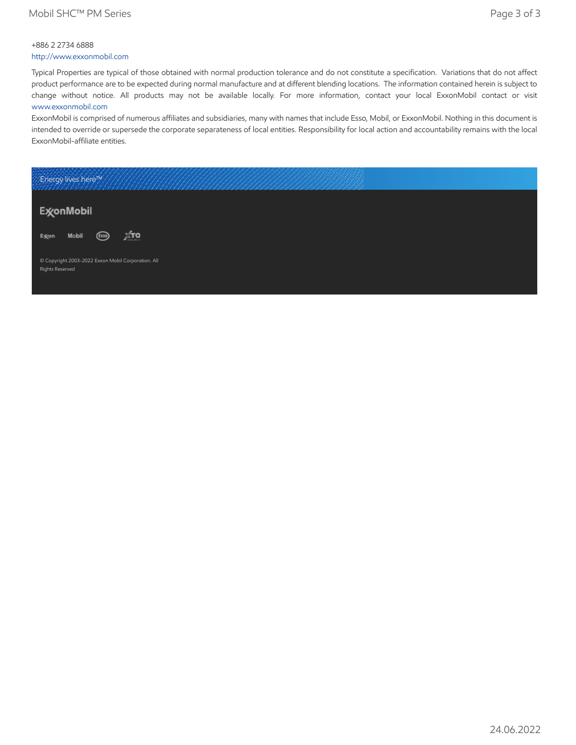+886 2 2734 6888

http://www.exxonmobil.com

Typical Properties are typical of those obtained with normal production tolerance and do not constitute a specification. Variations that do not affect product performance are to be expected during normal manufacture and at different blending locations. The information contained herein is subject to change without notice. All products may not be available locally. For more information, contact your local ExxonMobil contact or visit www.exxonmobil.com

ExxonMobil is comprised of numerous affiliates and subsidiaries, many with names that include Esso, Mobil, or ExxonMobil. Nothing in this document is intended to override or supersede the corporate separateness of local entities. Responsibility for local action and accountability remains with the local ExxonMobil-affiliate entities.

Energy lives here™

ExxonMobil

Exxon Mobil Esso XTO

© Copyright 2003-2022 Exxon Mobil Corporation. All Rights Reserved

24.06.2022